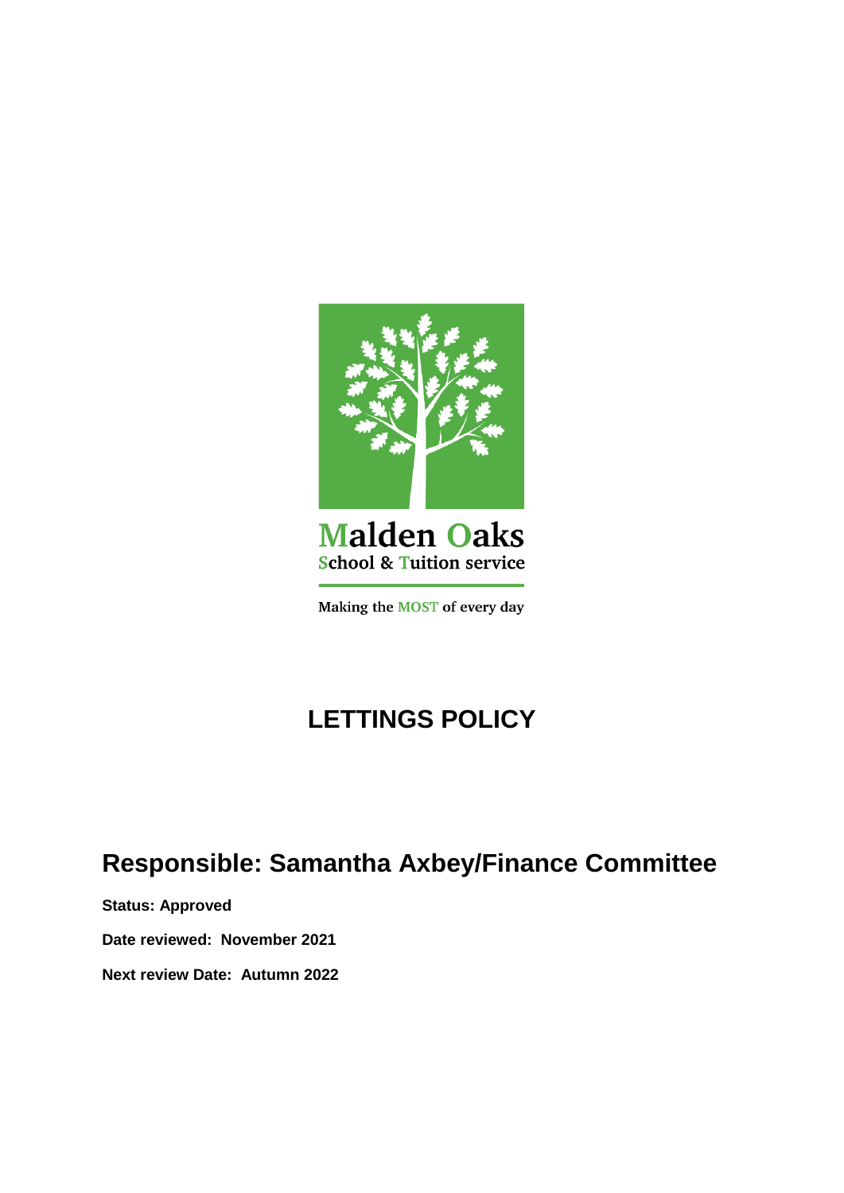Malden Oaks
School & Tuition service

Making the MOST of every day

# LETTINGS POLICY

## Responsible: Samantha Axbey/Finance Committee

**Status: Approved**

**Date reviewed: November 2021**

**Next review Date: Autumn 2022**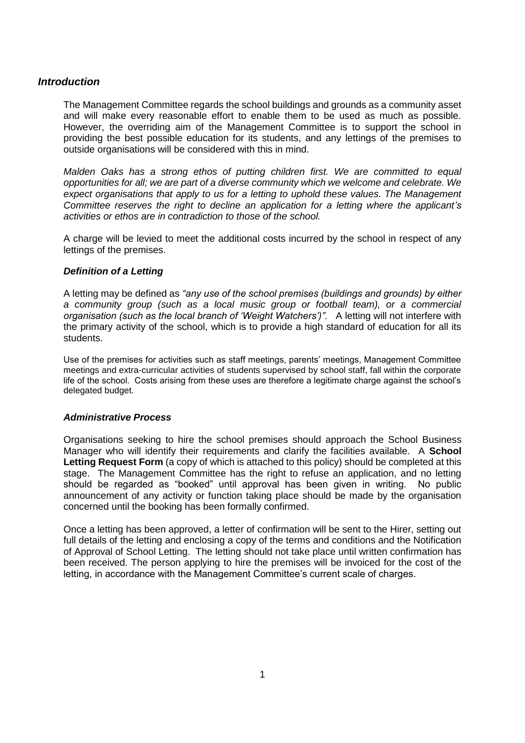## *Introduction*

The Management Committee regards the school buildings and grounds as a community asset and will make every reasonable effort to enable them to be used as much as possible. However, the overriding aim of the Management Committee is to support the school in providing the best possible education for its students, and any lettings of the premises to outside organisations will be considered with this in mind.

*Malden Oaks has a strong ethos of putting children first. We are committed to equal opportunities for all; we are part of a diverse community which we welcome and celebrate. We expect organisations that apply to us for a letting to uphold these values. The Management Committee reserves the right to decline an application for a letting where the applicant's activities or ethos are in contradiction to those of the school.*

A charge will be levied to meet the additional costs incurred by the school in respect of any lettings of the premises.

### *Definition of a Letting*

A letting may be defined as *"any use of the school premises (buildings and grounds) by either a community group (such as a local music group or football team), or a commercial organisation (such as the local branch of 'Weight Watchers')".* A letting will not interfere with the primary activity of the school, which is to provide a high standard of education for all its students.

Use of the premises for activities such as staff meetings, parents' meetings, Management Committee meetings and extra-curricular activities of students supervised by school staff, fall within the corporate life of the school. Costs arising from these uses are therefore a legitimate charge against the school's delegated budget.

### *Administrative Process*

Organisations seeking to hire the school premises should approach the School Business Manager who will identify their requirements and clarify the facilities available. A **School Letting Request Form** (a copy of which is attached to this policy) should be completed at this stage. The Management Committee has the right to refuse an application, and no letting should be regarded as "booked" until approval has been given in writing. No public announcement of any activity or function taking place should be made by the organisation concerned until the booking has been formally confirmed.

Once a letting has been approved, a letter of confirmation will be sent to the Hirer, setting out full details of the letting and enclosing a copy of the terms and conditions and the Notification of Approval of School Letting. The letting should not take place until written confirmation has been received. The person applying to hire the premises will be invoiced for the cost of the letting, in accordance with the Management Committee's current scale of charges.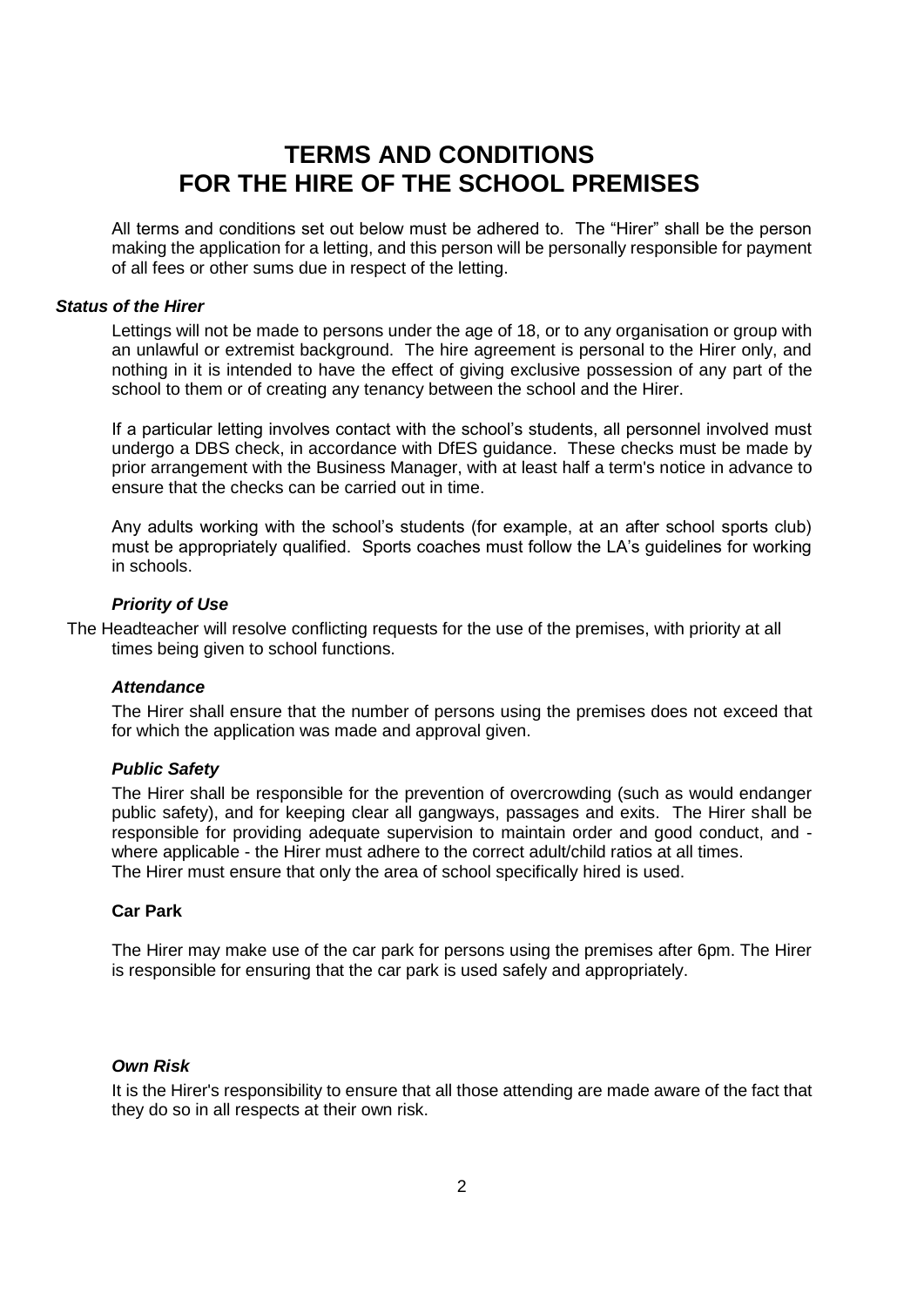# TERMS AND CONDITIONS
# FOR THE HIRE OF THE SCHOOL PREMISES

All terms and conditions set out below must be adhered to. The "Hirer" shall be the person making the application for a letting, and this person will be personally responsible for payment of all fees or other sums due in respect of the letting.

### *Status of the Hirer*

Lettings will not be made to persons under the age of 18, or to any organisation or group with an unlawful or extremist background. The hire agreement is personal to the Hirer only, and nothing in it is intended to have the effect of giving exclusive possession of any part of the school to them or of creating any tenancy between the school and the Hirer.

If a particular letting involves contact with the school's students, all personnel involved must undergo a DBS check, in accordance with DfES guidance. These checks must be made by prior arrangement with the Business Manager, with at least half a term's notice in advance to ensure that the checks can be carried out in time.

Any adults working with the school's students (for example, at an after school sports club) must be appropriately qualified. Sports coaches must follow the LA's guidelines for working in schools.

### *Priority of Use*

The Headteacher will resolve conflicting requests for the use of the premises, with priority at all times being given to school functions.

### *Attendance*

The Hirer shall ensure that the number of persons using the premises does not exceed that for which the application was made and approval given.

### *Public Safety*

The Hirer shall be responsible for the prevention of overcrowding (such as would endanger public safety), and for keeping clear all gangways, passages and exits. The Hirer shall be responsible for providing adequate supervision to maintain order and good conduct, and - where applicable - the Hirer must adhere to the correct adult/child ratios at all times.
The Hirer must ensure that only the area of school specifically hired is used.

### **Car Park**

The Hirer may make use of the car park for persons using the premises after 6pm. The Hirer is responsible for ensuring that the car park is used safely and appropriately.

### *Own Risk*

It is the Hirer's responsibility to ensure that all those attending are made aware of the fact that they do so in all respects at their own risk.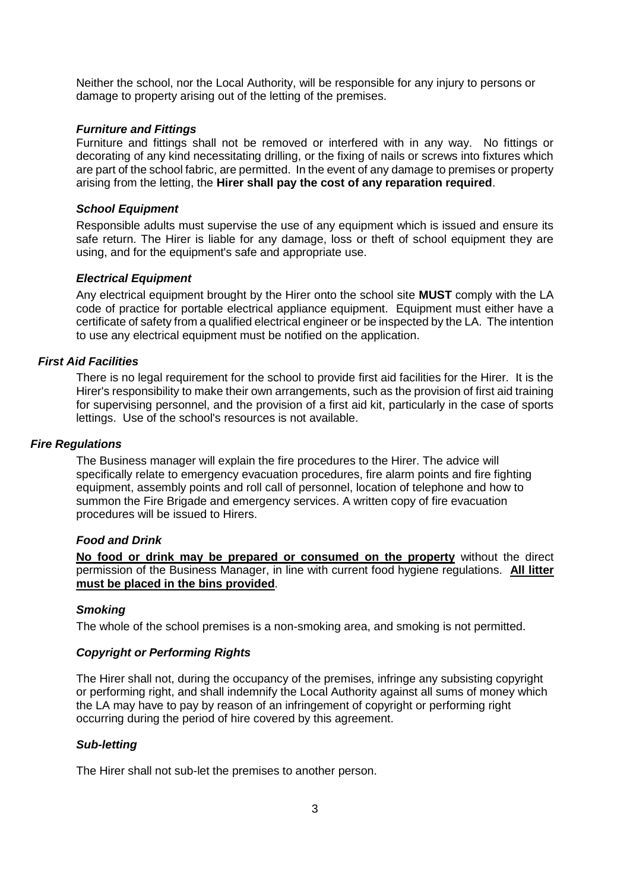Neither the school, nor the Local Authority, will be responsible for any injury to persons or damage to property arising out of the letting of the premises.

### *Furniture and Fittings*

Furniture and fittings shall not be removed or interfered with in any way. No fittings or decorating of any kind necessitating drilling, or the fixing of nails or screws into fixtures which are part of the school fabric, are permitted. In the event of any damage to premises or property arising from the letting, the **Hirer shall pay the cost of any reparation required**.

### *School Equipment*

Responsible adults must supervise the use of any equipment which is issued and ensure its safe return. The Hirer is liable for any damage, loss or theft of school equipment they are using, and for the equipment's safe and appropriate use.

### *Electrical Equipment*

Any electrical equipment brought by the Hirer onto the school site **MUST** comply with the LA code of practice for portable electrical appliance equipment. Equipment must either have a certificate of safety from a qualified electrical engineer or be inspected by the LA. The intention to use any electrical equipment must be notified on the application.

### *First Aid Facilities*

There is no legal requirement for the school to provide first aid facilities for the Hirer. It is the Hirer's responsibility to make their own arrangements, such as the provision of first aid training for supervising personnel, and the provision of a first aid kit, particularly in the case of sports lettings. Use of the school's resources is not available.

### *Fire Regulations*

The Business manager will explain the fire procedures to the Hirer. The advice will specifically relate to emergency evacuation procedures, fire alarm points and fire fighting equipment, assembly points and roll call of personnel, location of telephone and how to summon the Fire Brigade and emergency services. A written copy of fire evacuation procedures will be issued to Hirers.

### *Food and Drink*

**No food or drink may be prepared or consumed on the property** without the direct permission of the Business Manager, in line with current food hygiene regulations. **All litter must be placed in the bins provided**.

### *Smoking*

The whole of the school premises is a non-smoking area, and smoking is not permitted.

### *Copyright or Performing Rights*

The Hirer shall not, during the occupancy of the premises, infringe any subsisting copyright or performing right, and shall indemnify the Local Authority against all sums of money which the LA may have to pay by reason of an infringement of copyright or performing right occurring during the period of hire covered by this agreement.

### *Sub-letting*

The Hirer shall not sub-let the premises to another person.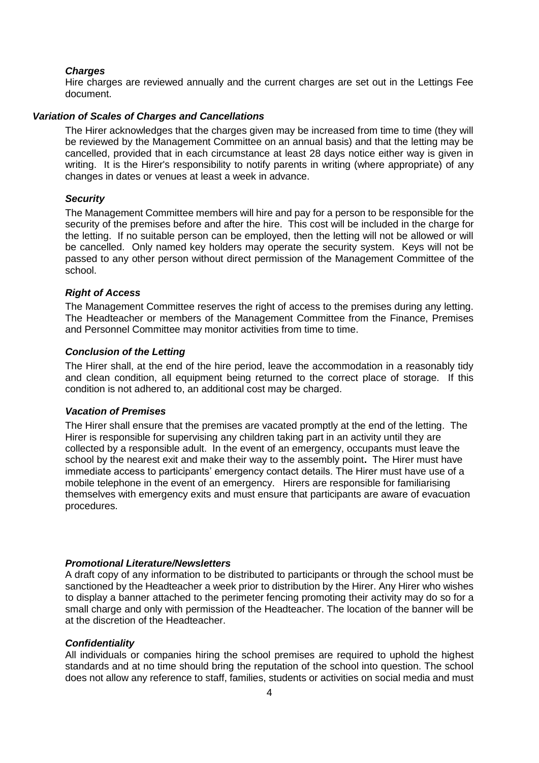### *Charges*

Hire charges are reviewed annually and the current charges are set out in the Lettings Fee document.

### *Variation of Scales of Charges and Cancellations*

The Hirer acknowledges that the charges given may be increased from time to time (they will be reviewed by the Management Committee on an annual basis) and that the letting may be cancelled, provided that in each circumstance at least 28 days notice either way is given in writing. It is the Hirer's responsibility to notify parents in writing (where appropriate) of any changes in dates or venues at least a week in advance.

### *Security*

The Management Committee members will hire and pay for a person to be responsible for the security of the premises before and after the hire. This cost will be included in the charge for the letting. If no suitable person can be employed, then the letting will not be allowed or will be cancelled. Only named key holders may operate the security system. Keys will not be passed to any other person without direct permission of the Management Committee of the school.

### *Right of Access*

The Management Committee reserves the right of access to the premises during any letting. The Headteacher or members of the Management Committee from the Finance, Premises and Personnel Committee may monitor activities from time to time.

### *Conclusion of the Letting*

The Hirer shall, at the end of the hire period, leave the accommodation in a reasonably tidy and clean condition, all equipment being returned to the correct place of storage. If this condition is not adhered to, an additional cost may be charged.

### *Vacation of Premises*

The Hirer shall ensure that the premises are vacated promptly at the end of the letting. The Hirer is responsible for supervising any children taking part in an activity until they are collected by a responsible adult. In the event of an emergency, occupants must leave the school by the nearest exit and make their way to the assembly point**.** The Hirer must have immediate access to participants' emergency contact details. The Hirer must have use of a mobile telephone in the event of an emergency. Hirers are responsible for familiarising themselves with emergency exits and must ensure that participants are aware of evacuation procedures.

### *Promotional Literature/Newsletters*

A draft copy of any information to be distributed to participants or through the school must be sanctioned by the Headteacher a week prior to distribution by the Hirer. Any Hirer who wishes to display a banner attached to the perimeter fencing promoting their activity may do so for a small charge and only with permission of the Headteacher. The location of the banner will be at the discretion of the Headteacher.

### *Confidentiality*

All individuals or companies hiring the school premises are required to uphold the highest standards and at no time should bring the reputation of the school into question. The school does not allow any reference to staff, families, students or activities on social media and must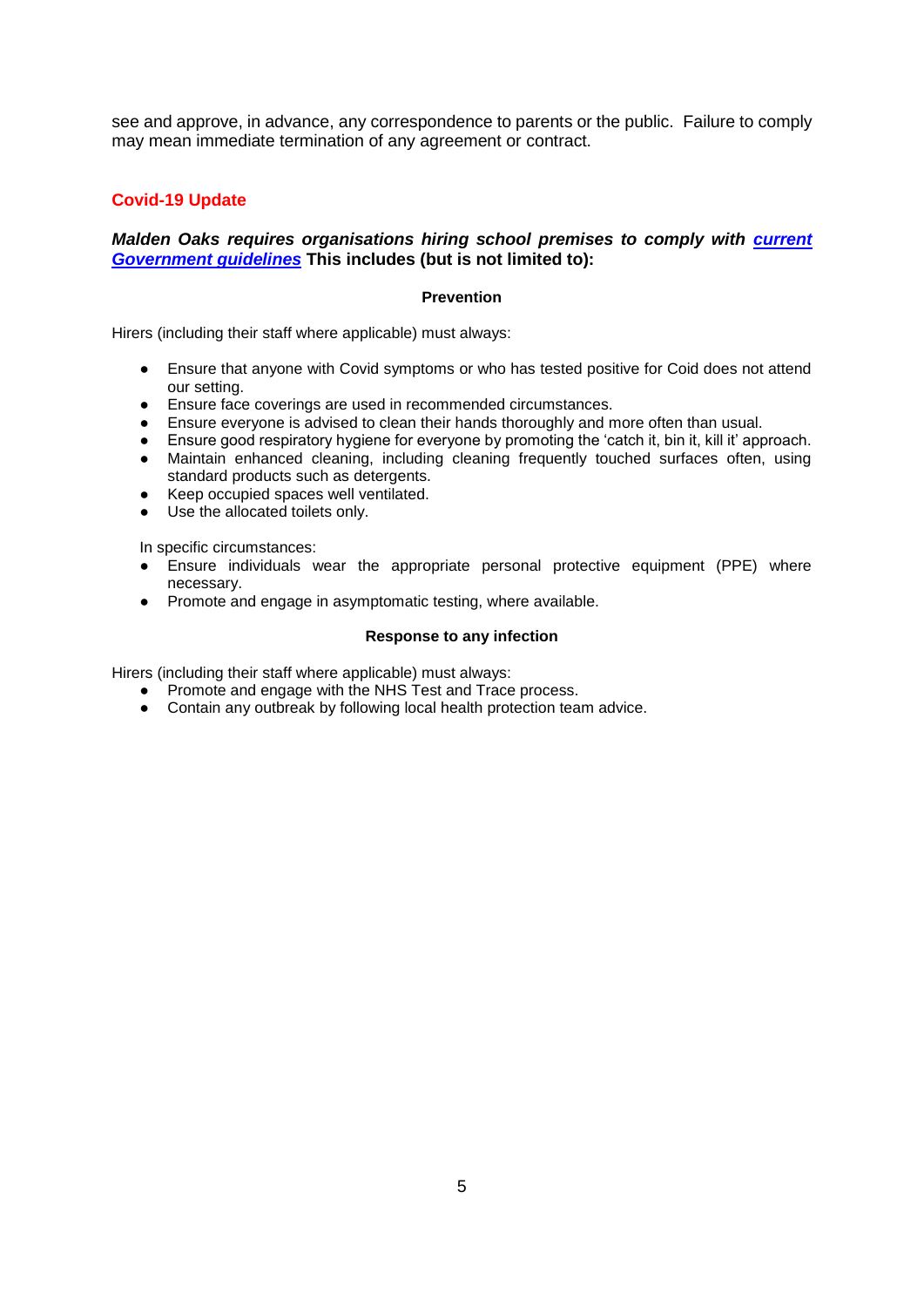see and approve, in advance, any correspondence to parents or the public. Failure to comply may mean immediate termination of any agreement or contract.

## Covid-19 Update

***Malden Oaks requires organisations hiring school premises to comply with [current Government guidelines]()*** **This includes (but is not limited to):**

**Prevention**

Hirers (including their staff where applicable) must always:

- Ensure that anyone with Covid symptoms or who has tested positive for Coid does not attend our setting.
- Ensure face coverings are used in recommended circumstances.
- Ensure everyone is advised to clean their hands thoroughly and more often than usual.
- Ensure good respiratory hygiene for everyone by promoting the 'catch it, bin it, kill it' approach.
- Maintain enhanced cleaning, including cleaning frequently touched surfaces often, using standard products such as detergents.
- Keep occupied spaces well ventilated.
- Use the allocated toilets only.

In specific circumstances:

- Ensure individuals wear the appropriate personal protective equipment (PPE) where necessary.
- Promote and engage in asymptomatic testing, where available.

**Response to any infection**

Hirers (including their staff where applicable) must always:

- Promote and engage with the NHS Test and Trace process.
- Contain any outbreak by following local health protection team advice.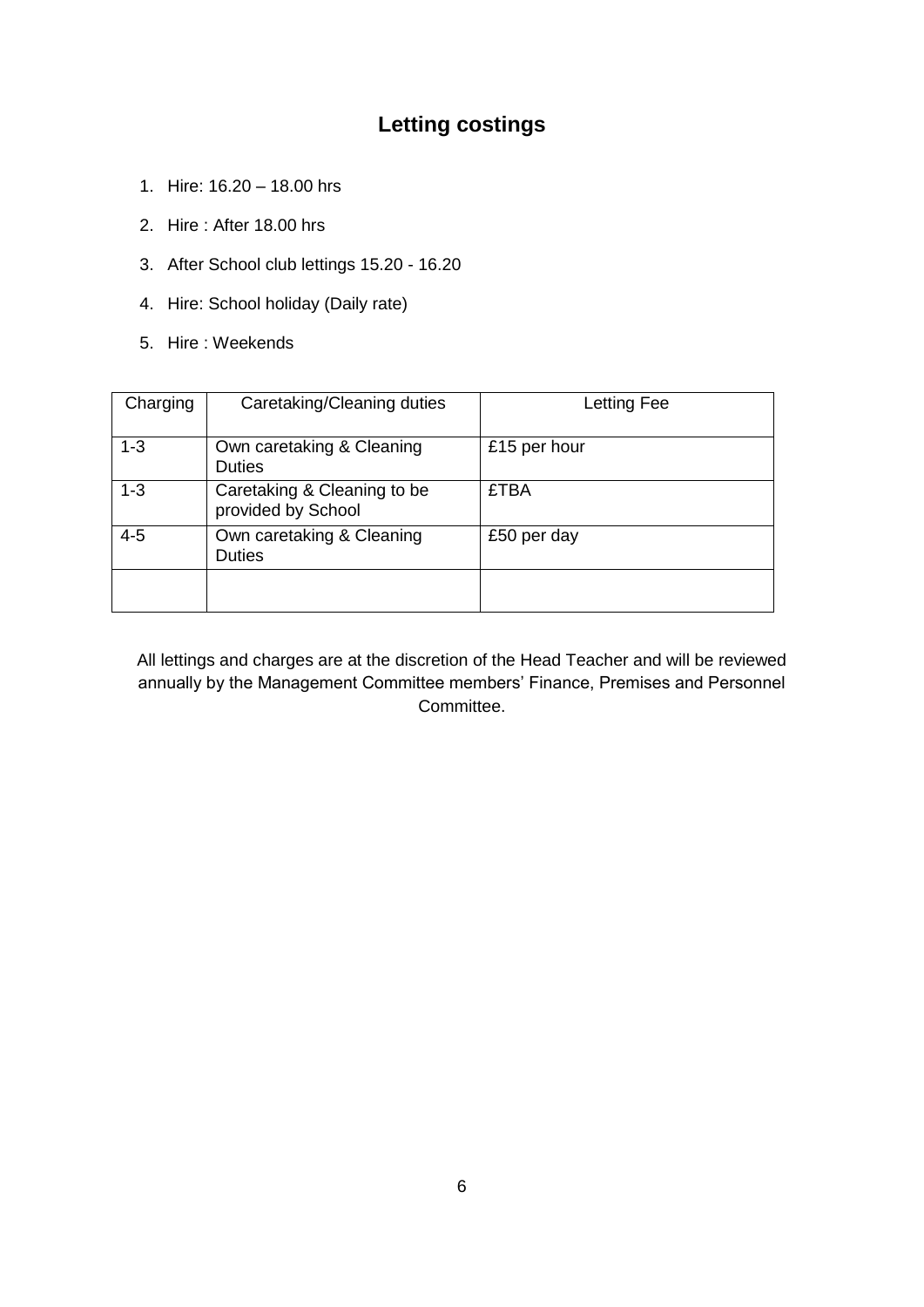# Letting costings

1. Hire: 16.20 – 18.00 hrs
2. Hire : After 18.00 hrs
3. After School club lettings 15.20 - 16.20
4. Hire: School holiday (Daily rate)
5. Hire : Weekends

| Charging | Caretaking/Cleaning duties | Letting Fee |
|---|---|---|
| 1-3 | Own caretaking & Cleaning Duties | £15 per hour |
| 1-3 | Caretaking & Cleaning to be provided by School | £TBA |
| 4-5 | Own caretaking & Cleaning Duties | £50 per day |
| | | |

All lettings and charges are at the discretion of the Head Teacher and will be reviewed annually by the Management Committee members' Finance, Premises and Personnel Committee.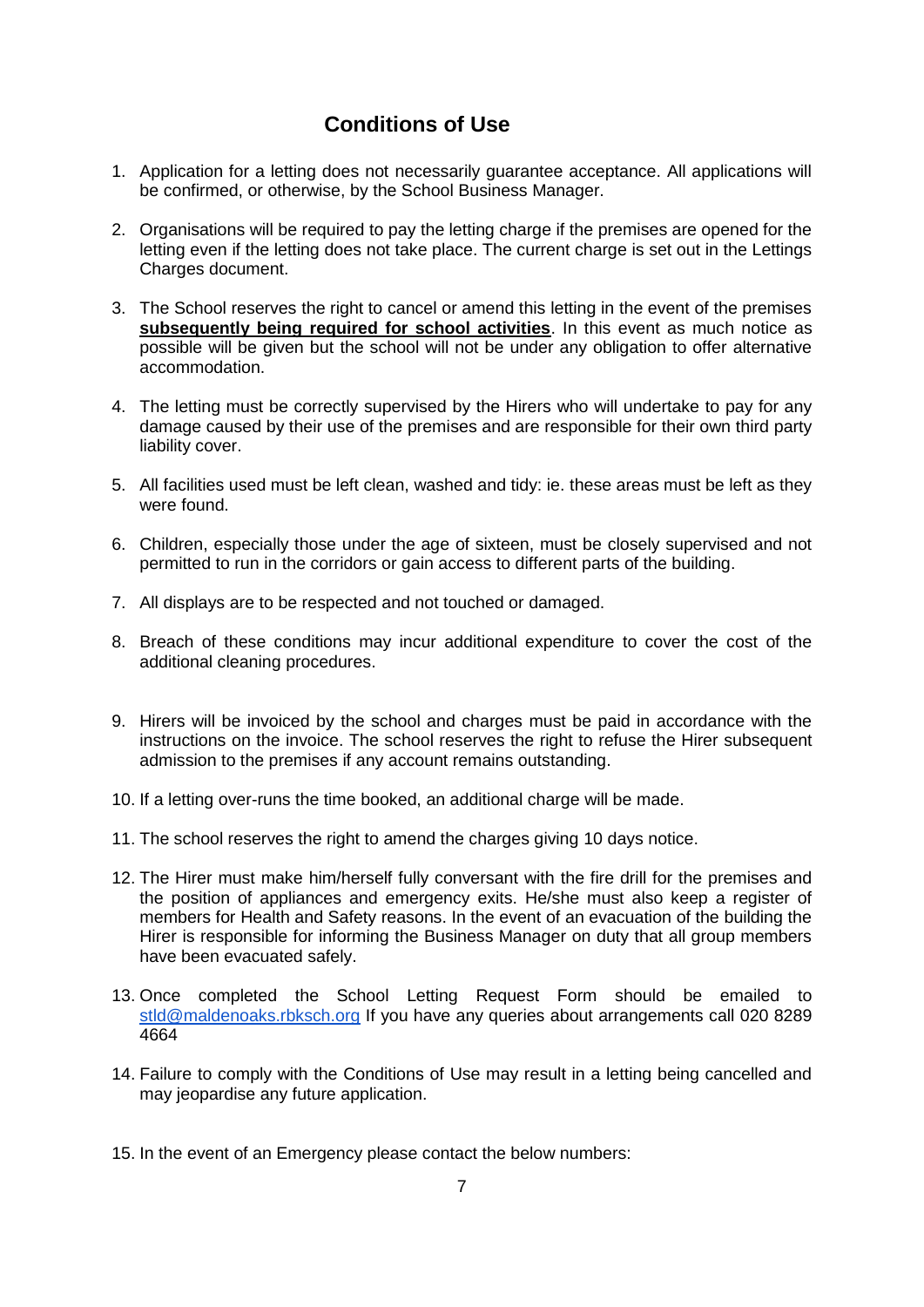# Conditions of Use

1. Application for a letting does not necessarily guarantee acceptance. All applications will be confirmed, or otherwise, by the School Business Manager.

2. Organisations will be required to pay the letting charge if the premises are opened for the letting even if the letting does not take place. The current charge is set out in the Lettings Charges document.

3. The School reserves the right to cancel or amend this letting in the event of the premises **subsequently being required for school activities**. In this event as much notice as possible will be given but the school will not be under any obligation to offer alternative accommodation.

4. The letting must be correctly supervised by the Hirers who will undertake to pay for any damage caused by their use of the premises and are responsible for their own third party liability cover.

5. All facilities used must be left clean, washed and tidy: ie. these areas must be left as they were found.

6. Children, especially those under the age of sixteen, must be closely supervised and not permitted to run in the corridors or gain access to different parts of the building.

7. All displays are to be respected and not touched or damaged.

8. Breach of these conditions may incur additional expenditure to cover the cost of the additional cleaning procedures.

9. Hirers will be invoiced by the school and charges must be paid in accordance with the instructions on the invoice. The school reserves the right to refuse the Hirer subsequent admission to the premises if any account remains outstanding.

10. If a letting over-runs the time booked, an additional charge will be made.

11. The school reserves the right to amend the charges giving 10 days notice.

12. The Hirer must make him/herself fully conversant with the fire drill for the premises and the position of appliances and emergency exits. He/she must also keep a register of members for Health and Safety reasons. In the event of an evacuation of the building the Hirer is responsible for informing the Business Manager on duty that all group members have been evacuated safely.

13. Once completed the School Letting Request Form should be emailed to stld@maldenoaks.rbksch.org If you have any queries about arrangements call 020 8289 4664

14. Failure to comply with the Conditions of Use may result in a letting being cancelled and may jeopardise any future application.

15. In the event of an Emergency please contact the below numbers: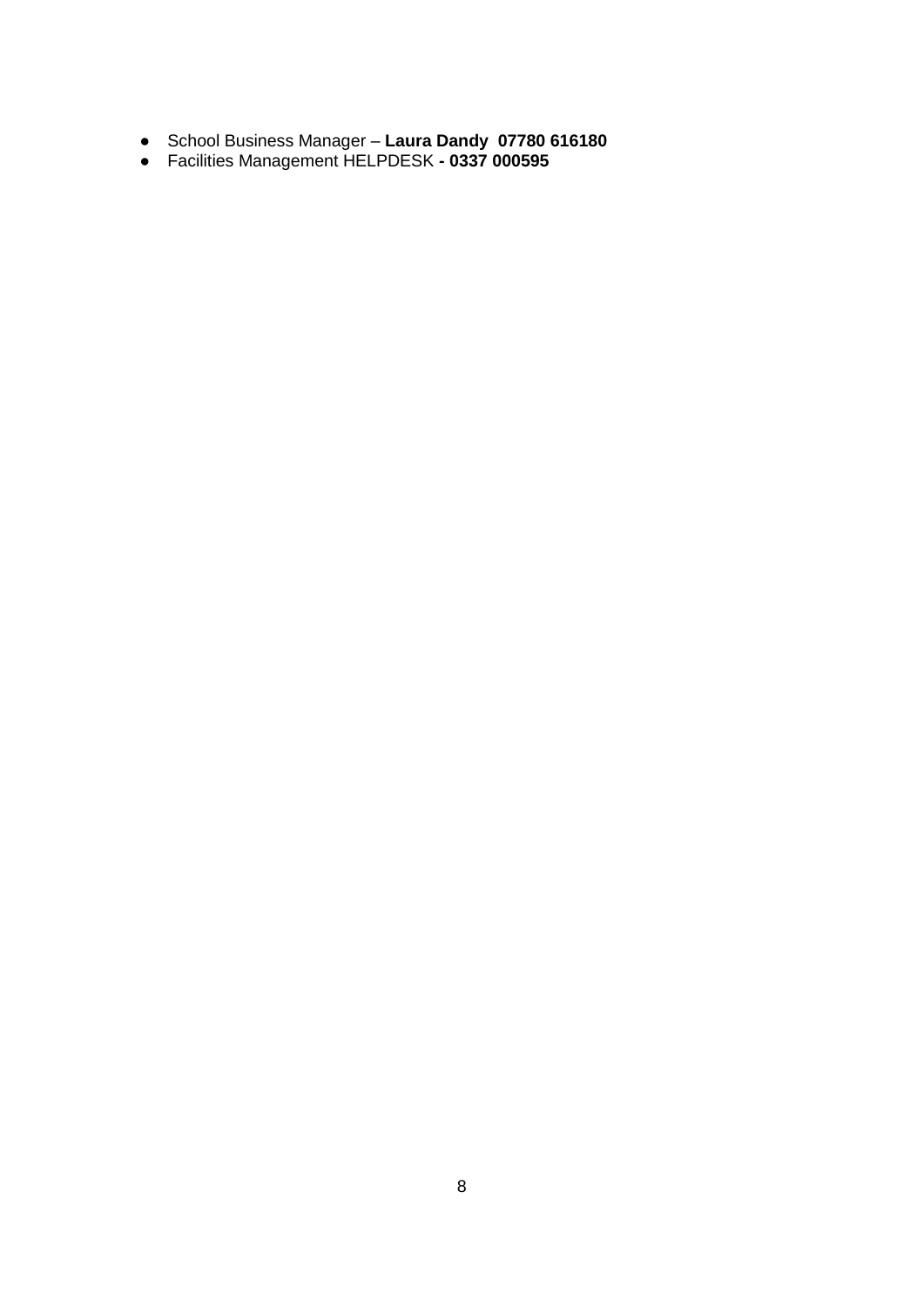- School Business Manager – **Laura Dandy  07780 616180**
- Facilities Management HELPDESK **- 0337 000595**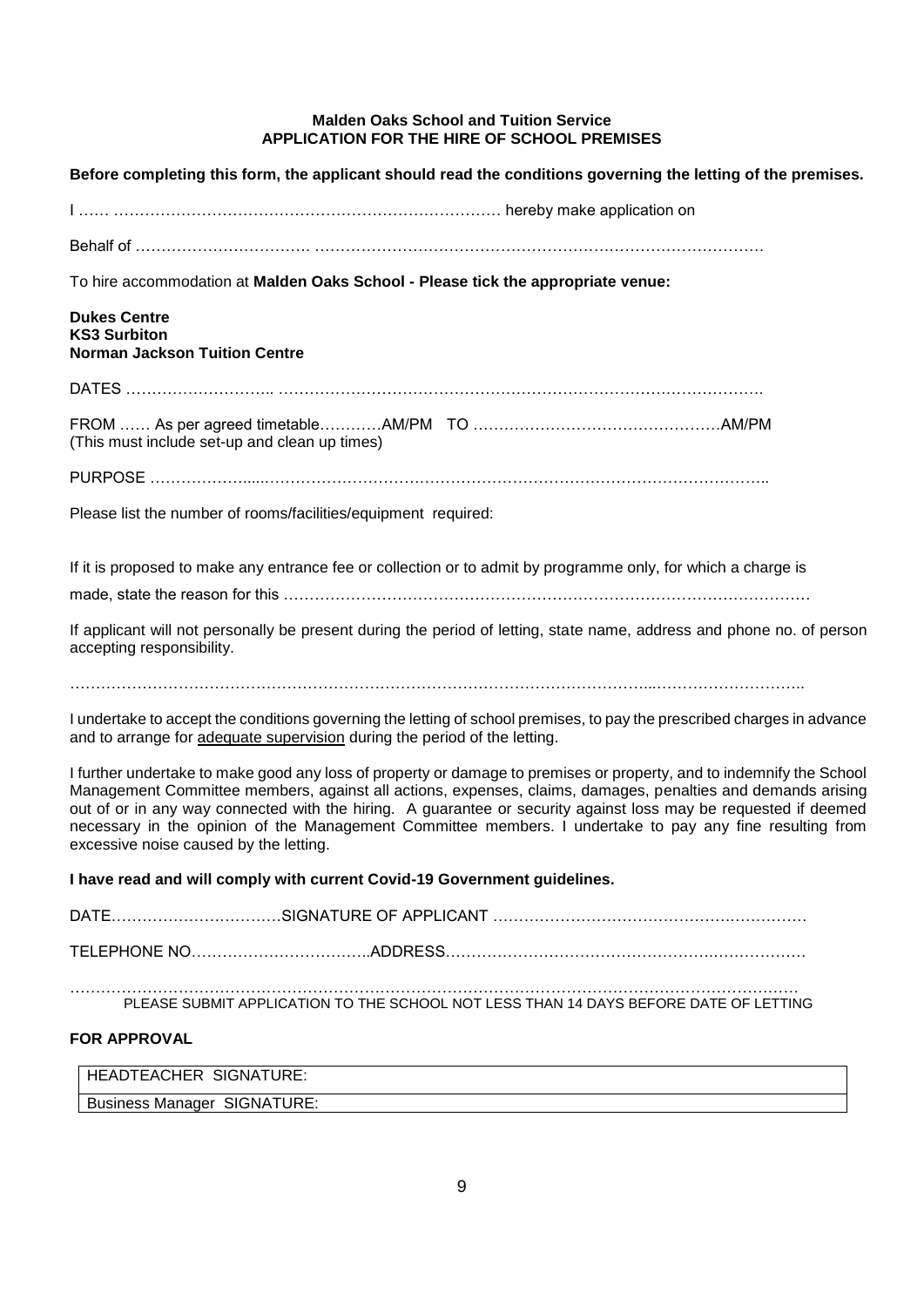**Malden Oaks School and Tuition Service**
**APPLICATION FOR THE HIRE OF SCHOOL PREMISES**

**Before completing this form, the applicant should read the conditions governing the letting of the premises.**

I …… ……………………………………………………………… hereby make application on

Behalf of ……………………………. …………………………………………………………………………

To hire accommodation at **Malden Oaks School - Please tick the appropriate venue:**

**Dukes Centre**
**KS3 Surbiton**
**Norman Jackson Tuition Centre**

DATES ……………………….. ……………………………………………………………………………….

FROM …… As per agreed timetable…………AM/PM TO …………………………………………AM/PM
(This must include set-up and clean up times)

PURPOSE ………………......………………………………………………………………………………..

Please list the number of rooms/facilities/equipment required:

If it is proposed to make any entrance fee or collection or to admit by programme only, for which a charge is made, state the reason for this …………………………………………………………………………………………

If applicant will not personally be present during the period of letting, state name, address and phone no. of person accepting responsibility.

……………………………………………………………………………………………………...………………………..

I undertake to accept the conditions governing the letting of school premises, to pay the prescribed charges in advance and to arrange for adequate supervision during the period of the letting.

I further undertake to make good any loss of property or damage to premises or property, and to indemnify the School Management Committee members, against all actions, expenses, claims, damages, penalties and demands arising out of or in any way connected with the hiring. A guarantee or security against loss may be requested if deemed necessary in the opinion of the Management Committee members. I undertake to pay any fine resulting from excessive noise caused by the letting.

**I have read and will comply with current Covid-19 Government guidelines.**

DATE……………………………SIGNATURE OF APPLICANT ……………………………………………………

TELEPHONE NO……………………………..ADDRESS……………………………………………………………

………………………………………………………………………………………………………………………………

PLEASE SUBMIT APPLICATION TO THE SCHOOL NOT LESS THAN 14 DAYS BEFORE DATE OF LETTING

**FOR APPROVAL**

| |
|---|
| HEADTEACHER SIGNATURE: |
| Business Manager SIGNATURE: |